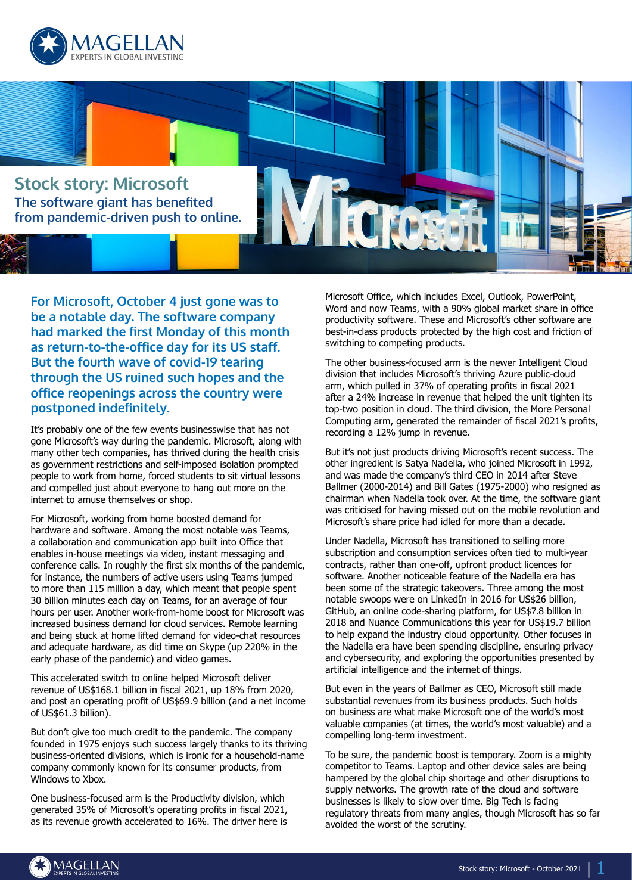# Stock story: Microsoft

## The software giant has benefited from pandemic-driven push to online.

**For Microsoft, October 4 just gone was to be a notable day. The software company had marked the first Monday of this month as return-to-the-office day for its US staff. But the fourth wave of covid-19 tearing through the US ruined such hopes and the office reopenings across the country were postponed indefinitely.**

It's probably one of the few events businesswise that has not gone Microsoft's way during the pandemic. Microsoft, along with many other tech companies, has thrived during the health crisis as government restrictions and self-imposed isolation prompted people to work from home, forced students to sit virtual lessons and compelled just about everyone to hang out more on the internet to amuse themselves or shop.

For Microsoft, working from home boosted demand for hardware and software. Among the most notable was Teams, a collaboration and communication app built into Office that enables in-house meetings via video, instant messaging and conference calls. In roughly the first six months of the pandemic, for instance, the numbers of active users using Teams jumped to more than 115 million a day, which meant that people spent 30 billion minutes each day on Teams, for an average of four hours per user. Another work-from-home boost for Microsoft was increased business demand for cloud services. Remote learning and being stuck at home lifted demand for video-chat resources and adequate hardware, as did time on Skype (up 220% in the early phase of the pandemic) and video games.

This accelerated switch to online helped Microsoft deliver revenue of US$168.1 billion in fiscal 2021, up 18% from 2020, and post an operating profit of US$69.9 billion (and a net income of US$61.3 billion).

But don't give too much credit to the pandemic. The company founded in 1975 enjoys such success largely thanks to its thriving business-oriented divisions, which is ironic for a household-name company commonly known for its consumer products, from Windows to Xbox.

One business-focused arm is the Productivity division, which generated 35% of Microsoft's operating profits in fiscal 2021, as its revenue growth accelerated to 16%. The driver here is Microsoft Office, which includes Excel, Outlook, PowerPoint, Word and now Teams, with a 90% global market share in office productivity software. These and Microsoft's other software are best-in-class products protected by the high cost and friction of switching to competing products.

The other business-focused arm is the newer Intelligent Cloud division that includes Microsoft's thriving Azure public-cloud arm, which pulled in 37% of operating profits in fiscal 2021 after a 24% increase in revenue that helped the unit tighten its top-two position in cloud. The third division, the More Personal Computing arm, generated the remainder of fiscal 2021's profits, recording a 12% jump in revenue.

But it's not just products driving Microsoft's recent success. The other ingredient is Satya Nadella, who joined Microsoft in 1992, and was made the company's third CEO in 2014 after Steve Ballmer (2000-2014) and Bill Gates (1975-2000) who resigned as chairman when Nadella took over. At the time, the software giant was criticised for having missed out on the mobile revolution and Microsoft's share price had idled for more than a decade.

Under Nadella, Microsoft has transitioned to selling more subscription and consumption services often tied to multi-year contracts, rather than one-off, upfront product licences for software. Another noticeable feature of the Nadella era has been some of the strategic takeovers. Three among the most notable swoops were on LinkedIn in 2016 for US$26 billion, GitHub, an online code-sharing platform, for US$7.8 billion in 2018 and Nuance Communications this year for US$19.7 billion to help expand the industry cloud opportunity. Other focuses in the Nadella era have been spending discipline, ensuring privacy and cybersecurity, and exploring the opportunities presented by artificial intelligence and the internet of things.

But even in the years of Ballmer as CEO, Microsoft still made substantial revenues from its business products. Such holds on business are what make Microsoft one of the world's most valuable companies (at times, the world's most valuable) and a compelling long-term investment.

To be sure, the pandemic boost is temporary. Zoom is a mighty competitor to Teams. Laptop and other device sales are being hampered by the global chip shortage and other disruptions to supply networks. The growth rate of the cloud and software businesses is likely to slow over time. Big Tech is facing regulatory threats from many angles, though Microsoft has so far avoided the worst of the scrutiny.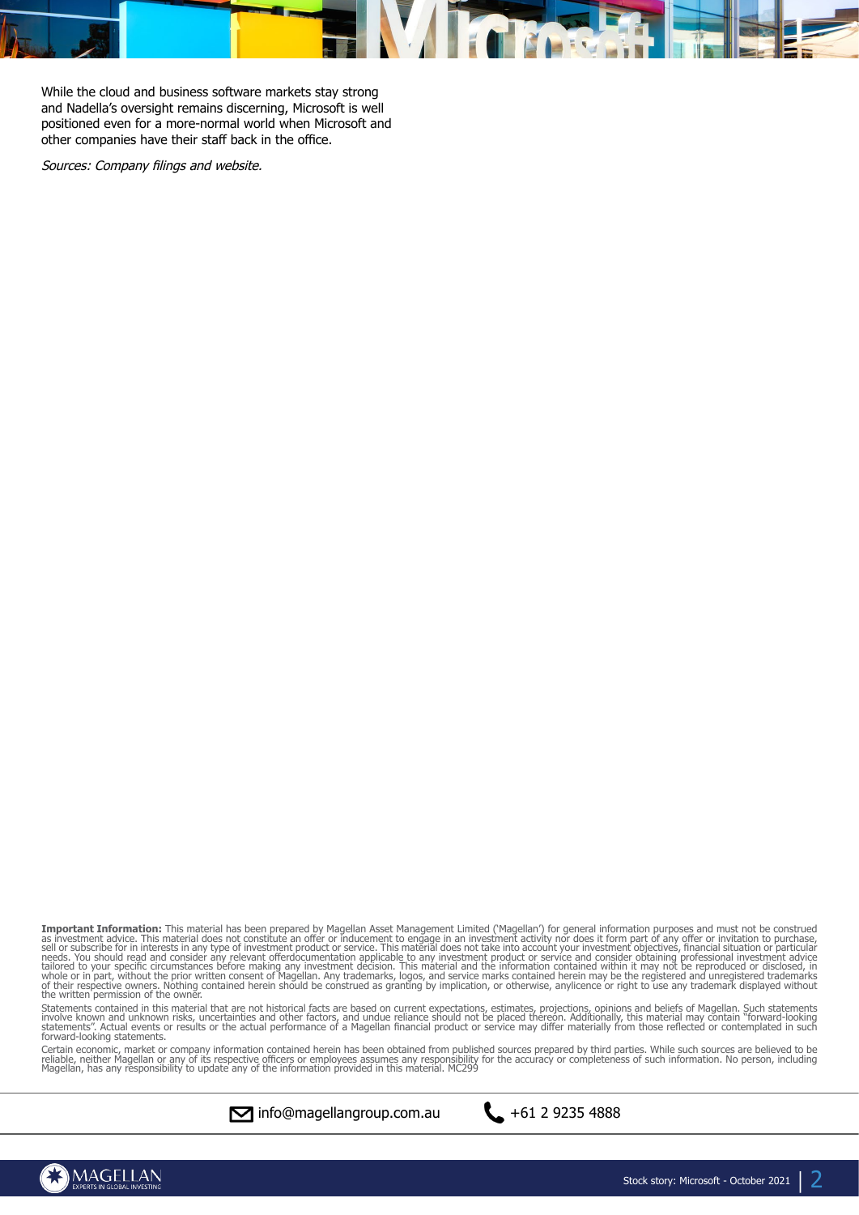While the cloud and business software markets stay strong and Nadella's oversight remains discerning, Microsoft is well positioned even for a more-normal world when Microsoft and other companies have their staff back in the office.

*Sources: Company filings and website.*

**Important Information:** This material has been prepared by Magellan Asset Management Limited ('Magellan') for general information purposes and must not be construed as investment advice. This material does not constitute an offer or inducement to engage in an investment activity nor does it form part of any offer or invitation to purchase, sell or subscribe for in interests in any type of investment product or service. This material does not take into account your investment objectives, financial situation or particular needs. You should read and consider any relevant offerdocumentation applicable to any investment product or service and consider obtaining professional investment advice tailored to your specific circumstances before making any investment decision. This material and the information contained within it may not be reproduced or disclosed, in whole or in part, without the prior written consent of Magellan. Any trademarks, logos, and service marks contained herein may be the registered and unregistered trademarks of their respective owners. Nothing contained herein should be construed as granting by implication, or otherwise, anylicence or right to use any trademark displayed without the written permission of the owner.

Statements contained in this material that are not historical facts are based on current expectations, estimates, projections, opinions and beliefs of Magellan. Such statements involve known and unknown risks, uncertainties and other factors, and undue reliance should not be placed thereon. Additionally, this material may contain "forward-looking statements". Actual events or results or the actual performance of a Magellan financial product or service may differ materially from those reflected or contemplated in such forward-looking statements.

Certain economic, market or company information contained herein has been obtained from published sources prepared by third parties. While such sources are believed to be reliable, neither Magellan or any of its respective officers or employees assumes any responsibility for the accuracy or completeness of such information. No person, including Magellan, has any responsibility to update any of the information provided in this material. MC299

info@magellangroup.com.au    +61 2 9235 4888